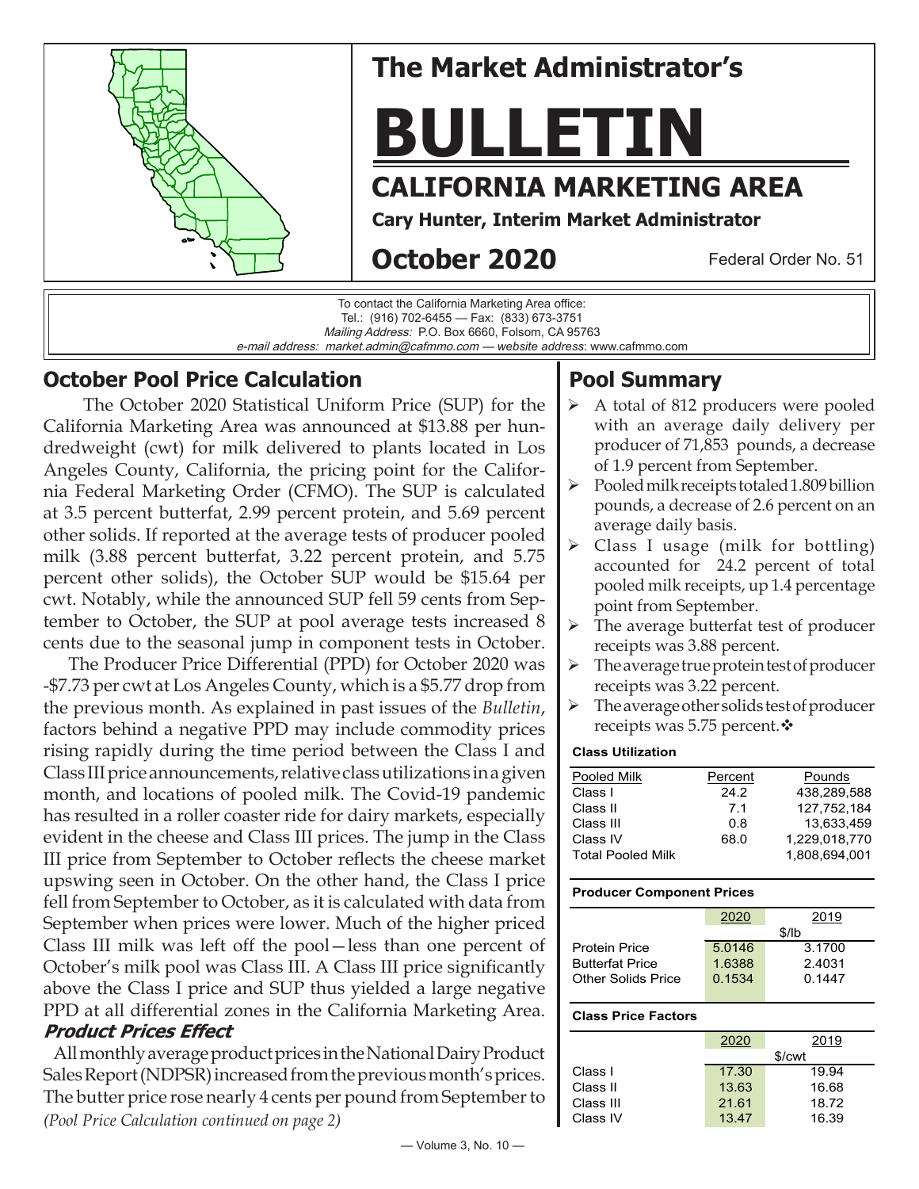# The Market Administrator's

# BULLETIN

## CALIFORNIA MARKETING AREA

**Cary Hunter, Interim Market Administrator**

**October 2020**

Federal Order No. 51

To contact the California Marketing Area office:
Tel.: (916) 702-6455 — Fax: (833) 673-3751
*Mailing Address:* P.O. Box 6660, Folsom, CA 95763
*e-mail address:* market.admin@cafmmo.com — *website address*: www.cafmmo.com

## October Pool Price Calculation

The October 2020 Statistical Uniform Price (SUP) for the California Marketing Area was announced at $13.88 per hundredweight (cwt) for milk delivered to plants located in Los Angeles County, California, the pricing point for the California Federal Marketing Order (CFMO). The SUP is calculated at 3.5 percent butterfat, 2.99 percent protein, and 5.69 percent other solids. If reported at the average tests of producer pooled milk (3.88 percent butterfat, 3.22 percent protein, and 5.75 percent other solids), the October SUP would be $15.64 per cwt. Notably, while the announced SUP fell 59 cents from September to October, the SUP at pool average tests increased 8 cents due to the seasonal jump in component tests in October.

The Producer Price Differential (PPD) for October 2020 was -$7.73 per cwt at Los Angeles County, which is a $5.77 drop from the previous month. As explained in past issues of the *Bulletin*, factors behind a negative PPD may include commodity prices rising rapidly during the time period between the Class I and Class III price announcements, relative class utilizations in a given month, and locations of pooled milk. The Covid-19 pandemic has resulted in a roller coaster ride for dairy markets, especially evident in the cheese and Class III prices. The jump in the Class III price from September to October reflects the cheese market upswing seen in October. On the other hand, the Class I price fell from September to October, as it is calculated with data from September when prices were lower. Much of the higher priced Class III milk was left off the pool—less than one percent of October's milk pool was Class III. A Class III price significantly above the Class I price and SUP thus yielded a large negative PPD at all differential zones in the California Marketing Area.

### *Product Prices Effect*

All monthly average product prices in the National Dairy Product Sales Report (NDPSR) increased from the previous month's prices. The butter price rose nearly 4 cents per pound from September to

*(Pool Price Calculation continued on page 2)*

## Pool Summary

- A total of 812 producers were pooled with an average daily delivery per producer of 71,853 pounds, a decrease of 1.9 percent from September.
- Pooled milk receipts totaled 1.809 billion pounds, a decrease of 2.6 percent on an average daily basis.
- Class I usage (milk for bottling) accounted for 24.2 percent of total pooled milk receipts, up 1.4 percentage point from September.
- The average butterfat test of producer receipts was 3.88 percent.
- The average true protein test of producer receipts was 3.22 percent.
- The average other solids test of producer receipts was 5.75 percent.❖

**Class Utilization**

| Pooled Milk | Percent | Pounds |
|---|---|---|
| Class I | 24.2 | 438,289,588 |
| Class II | 7.1 | 127,752,184 |
| Class III | 0.8 | 13,633,459 |
| Class IV | 68.0 | 1,229,018,770 |
| Total Pooled Milk | | 1,808,694,001 |

**Producer Component Prices**

| | 2020 | 2019 |
|---|---|---|
| | $/lb | |
| Protein Price | 5.0146 | 3.1700 |
| Butterfat Price | 1.6388 | 2.4031 |
| Other Solids Price | 0.1534 | 0.1447 |

**Class Price Factors**

| | 2020 | 2019 |
|---|---|---|
| | $/cwt | |
| Class I | 17.30 | 19.94 |
| Class II | 13.63 | 16.68 |
| Class III | 21.61 | 18.72 |
| Class IV | 13.47 | 16.39 |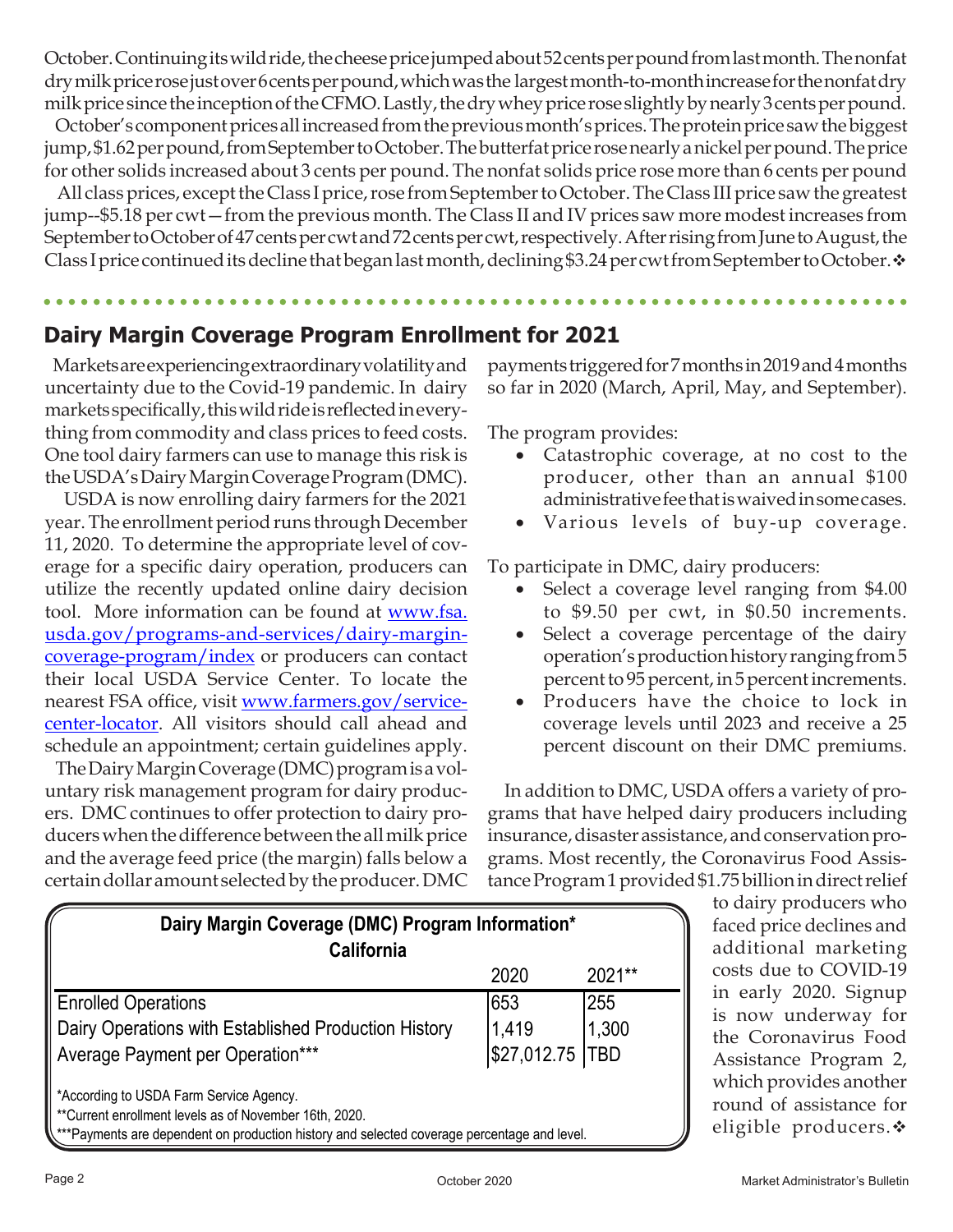October. Continuing its wild ride, the cheese price jumped about 52 cents per pound from last month. The nonfat dry milk price rose just over 6 cents per pound, which was the largest month-to-month increase for the nonfat dry milk price since the inception of the CFMO. Lastly, the dry whey price rose slightly by nearly 3 cents per pound.

October's component prices all increased from the previous month's prices. The protein price saw the biggest jump, $1.62 per pound, from September to October. The butterfat price rose nearly a nickel per pound. The price for other solids increased about 3 cents per pound. The nonfat solids price rose more than 6 cents per pound

All class prices, except the Class I price, rose from September to October. The Class III price saw the greatest jump--$5.18 per cwt—from the previous month. The Class II and IV prices saw more modest increases from September to October of 47 cents per cwt and 72 cents per cwt, respectively. After rising from June to August, the Class I price continued its decline that began last month, declining $3.24 per cwt from September to October. ❖

## Dairy Margin Coverage Program Enrollment for 2021

Markets are experiencing extraordinary volatility and uncertainty due to the Covid-19 pandemic. In dairy markets specifically, this wild ride is reflected in everything from commodity and class prices to feed costs. One tool dairy farmers can use to manage this risk is the USDA's Dairy Margin Coverage Program (DMC).

USDA is now enrolling dairy farmers for the 2021 year. The enrollment period runs through December 11, 2020. To determine the appropriate level of coverage for a specific dairy operation, producers can utilize the recently updated online dairy decision tool. More information can be found at www.fsa.usda.gov/programs-and-services/dairy-margin-coverage-program/index or producers can contact their local USDA Service Center. To locate the nearest FSA office, visit www.farmers.gov/service-center-locator. All visitors should call ahead and schedule an appointment; certain guidelines apply.

The Dairy Margin Coverage (DMC) program is a voluntary risk management program for dairy producers. DMC continues to offer protection to dairy producers when the difference between the all milk price and the average feed price (the margin) falls below a certain dollar amount selected by the producer. DMC payments triggered for 7 months in 2019 and 4 months so far in 2020 (March, April, May, and September).

The program provides:

- Catastrophic coverage, at no cost to the producer, other than an annual $100 administrative fee that is waived in some cases.
- Various levels of buy-up coverage.

To participate in DMC, dairy producers:

- Select a coverage level ranging from $4.00 to $9.50 per cwt, in $0.50 increments.
- Select a coverage percentage of the dairy operation's production history ranging from 5 percent to 95 percent, in 5 percent increments.
- Producers have the choice to lock in coverage levels until 2023 and receive a 25 percent discount on their DMC premiums.

In addition to DMC, USDA offers a variety of programs that have helped dairy producers including insurance, disaster assistance, and conservation programs. Most recently, the Coronavirus Food Assistance Program 1 provided $1.75 billion in direct relief to dairy producers who faced price declines and additional marketing costs due to COVID-19 in early 2020. Signup is now underway for the Coronavirus Food Assistance Program 2, which provides another round of assistance for eligible producers. ❖

**Dairy Margin Coverage (DMC) Program Information\***
**California**

| | 2020 | 2021** |
|---|---|---|
| Enrolled Operations | 653 | 255 |
| Dairy Operations with Established Production History | 1,419 | 1,300 |
| Average Payment per Operation*** | $27,012.75 | TBD |

\*According to USDA Farm Service Agency.
\*\*Current enrollment levels as of November 16th, 2020.
\*\*\*Payments are dependent on production history and selected coverage percentage and level.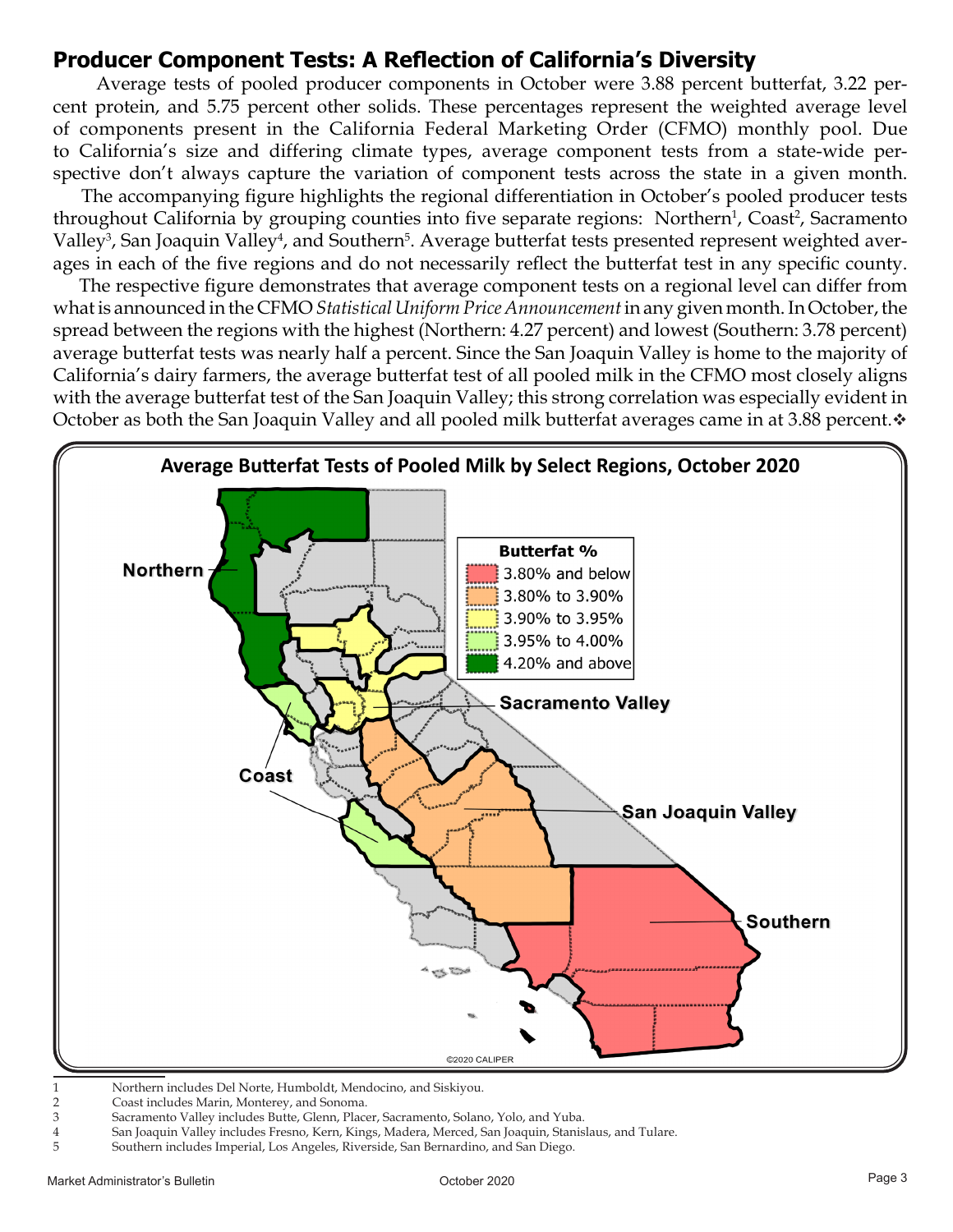## Producer Component Tests: A Reflection of California's Diversity

Average tests of pooled producer components in October were 3.88 percent butterfat, 3.22 percent protein, and 5.75 percent other solids. These percentages represent the weighted average level of components present in the California Federal Marketing Order (CFMO) monthly pool. Due to California's size and differing climate types, average component tests from a state-wide perspective don't always capture the variation of component tests across the state in a given month.

The accompanying figure highlights the regional differentiation in October's pooled producer tests throughout California by grouping counties into five separate regions: Northern[1], Coast[2], Sacramento Valley[3], San Joaquin Valley[4], and Southern[5]. Average butterfat tests presented represent weighted averages in each of the five regions and do not necessarily reflect the butterfat test in any specific county.

The respective figure demonstrates that average component tests on a regional level can differ from what is announced in the CFMO *Statistical Uniform Price Announcement* in any given month. In October, the spread between the regions with the highest (Northern: 4.27 percent) and lowest (Southern: 3.78 percent) average butterfat tests was nearly half a percent. Since the San Joaquin Valley is home to the majority of California's dairy farmers, the average butterfat test of all pooled milk in the CFMO most closely aligns with the average butterfat test of the San Joaquin Valley; this strong correlation was especially evident in October as both the San Joaquin Valley and all pooled milk butterfat averages came in at 3.88 percent.❖

**Average Butterfat Tests of Pooled Milk by Select Regions, October 2020**

| Butterfat % |
|---|
| 3.80% and below |
| 3.80% to 3.90% |
| 3.90% to 3.95% |
| 3.95% to 4.00% |
| 4.20% and above |

Northern · Sacramento Valley · Coast · San Joaquin Valley · Southern

©2020 CALIPER

1 Northern includes Del Norte, Humboldt, Mendocino, and Siskiyou.
2 Coast includes Marin, Monterey, and Sonoma.
3 Sacramento Valley includes Butte, Glenn, Placer, Sacramento, Solano, Yolo, and Yuba.
4 San Joaquin Valley includes Fresno, Kern, Kings, Madera, Merced, San Joaquin, Stanislaus, and Tulare.
5 Southern includes Imperial, Los Angeles, Riverside, San Bernardino, and San Diego.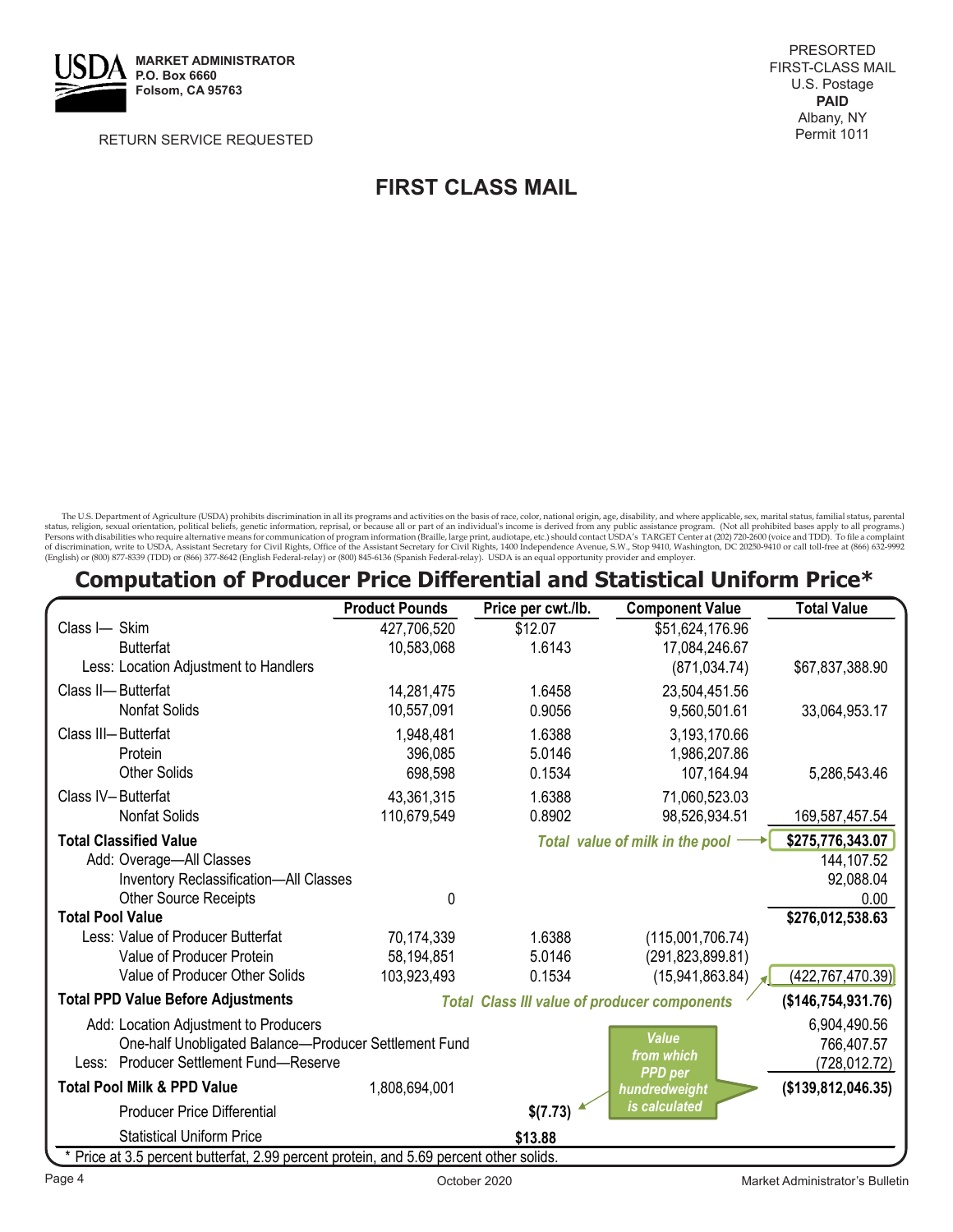**MARKET ADMINISTRATOR**
**P.O. Box 6660**
**Folsom, CA 95763**

RETURN SERVICE REQUESTED

PRESORTED
FIRST-CLASS MAIL
U.S. Postage
**PAID**
Albany, NY
Permit 1011

## FIRST CLASS MAIL

The U.S. Department of Agriculture (USDA) prohibits discrimination in all its programs and activities on the basis of race, color, national origin, age, disability, and where applicable, sex, marital status, familial status, parental status, religion, sexual orientation, political beliefs, genetic information, reprisal, or because all or part of an individual's income is derived from any public assistance program. (Not all prohibited bases apply to all programs.) Persons with disabilities who require alternative means for communication of program information (Braille, large print, audiotape, etc.) should contact USDA's TARGET Center at (202) 720-2600 (voice and TDD). To file a complaint of discrimination, write to USDA, Assistant Secretary for Civil Rights, Office of the Assistant Secretary for Civil Rights, 1400 Independence Avenue, S.W., Stop 9410, Washington, DC 20250-9410 or call toll-free at (866) 632-9992 (English) or (800) 877-8339 (TDD) or (866) 377-8642 (English Federal-relay) or (800) 845-6136 (Spanish Federal-relay). USDA is an equal opportunity provider and employer.

## Computation of Producer Price Differential and Statistical Uniform Price*

| | Product Pounds | Price per cwt./lb. | Component Value | Total Value |
|---|---|---|---|---|
| Class I— Skim | 427,706,520 | $12.07 | $51,624,176.96 | |
| Butterfat | 10,583,068 | 1.6143 | 17,084,246.67 | |
| Less: Location Adjustment to Handlers | | | (871,034.74) | $67,837,388.90 |
| Class II— Butterfat | 14,281,475 | 1.6458 | 23,504,451.56 | |
| Nonfat Solids | 10,557,091 | 0.9056 | 9,560,501.61 | 33,064,953.17 |
| Class III— Butterfat | 1,948,481 | 1.6388 | 3,193,170.66 | |
| Protein | 396,085 | 5.0146 | 1,986,207.86 | |
| Other Solids | 698,598 | 0.1534 | 107,164.94 | 5,286,543.46 |
| Class IV— Butterfat | 43,361,315 | 1.6388 | 71,060,523.03 | |
| Nonfat Solids | 110,679,549 | 0.8902 | 98,526,934.51 | 169,587,457.54 |
| **Total Classified Value** | | | *Total value of milk in the pool* | **$275,776,343.07** |
| Add: Overage—All Classes | | | | 144,107.52 |
| Inventory Reclassification—All Classes | | | | 92,088.04 |
| Other Source Receipts | 0 | | | 0.00 |
| **Total Pool Value** | | | | **$276,012,538.63** |
| Less: Value of Producer Butterfat | 70,174,339 | 1.6388 | (115,001,706.74) | |
| Value of Producer Protein | 58,194,851 | 5.0146 | (291,823,899.81) | |
| Value of Producer Other Solids | 103,923,493 | 0.1534 | (15,941,863.84) | (422,767,470.39) |
| **Total PPD Value Before Adjustments** | | *Total Class III value of producer components* | | **($146,754,931.76)** |
| Add: Location Adjustment to Producers | | | | 6,904,490.56 |
| One-half Unobligated Balance—Producer Settlement Fund | | | | 766,407.57 |
| Less: Producer Settlement Fund—Reserve | | | | (728,012.72) |
| **Total Pool Milk & PPD Value** | 1,808,694,001 | | *Value from which PPD per hundredweight is calculated* | **($139,812,046.35)** |
| Producer Price Differential | | **$(7.73)** | | |
| Statistical Uniform Price | | **$13.88** | | |

\* Price at 3.5 percent butterfat, 2.99 percent protein, and 5.69 percent other solids.

October 2020